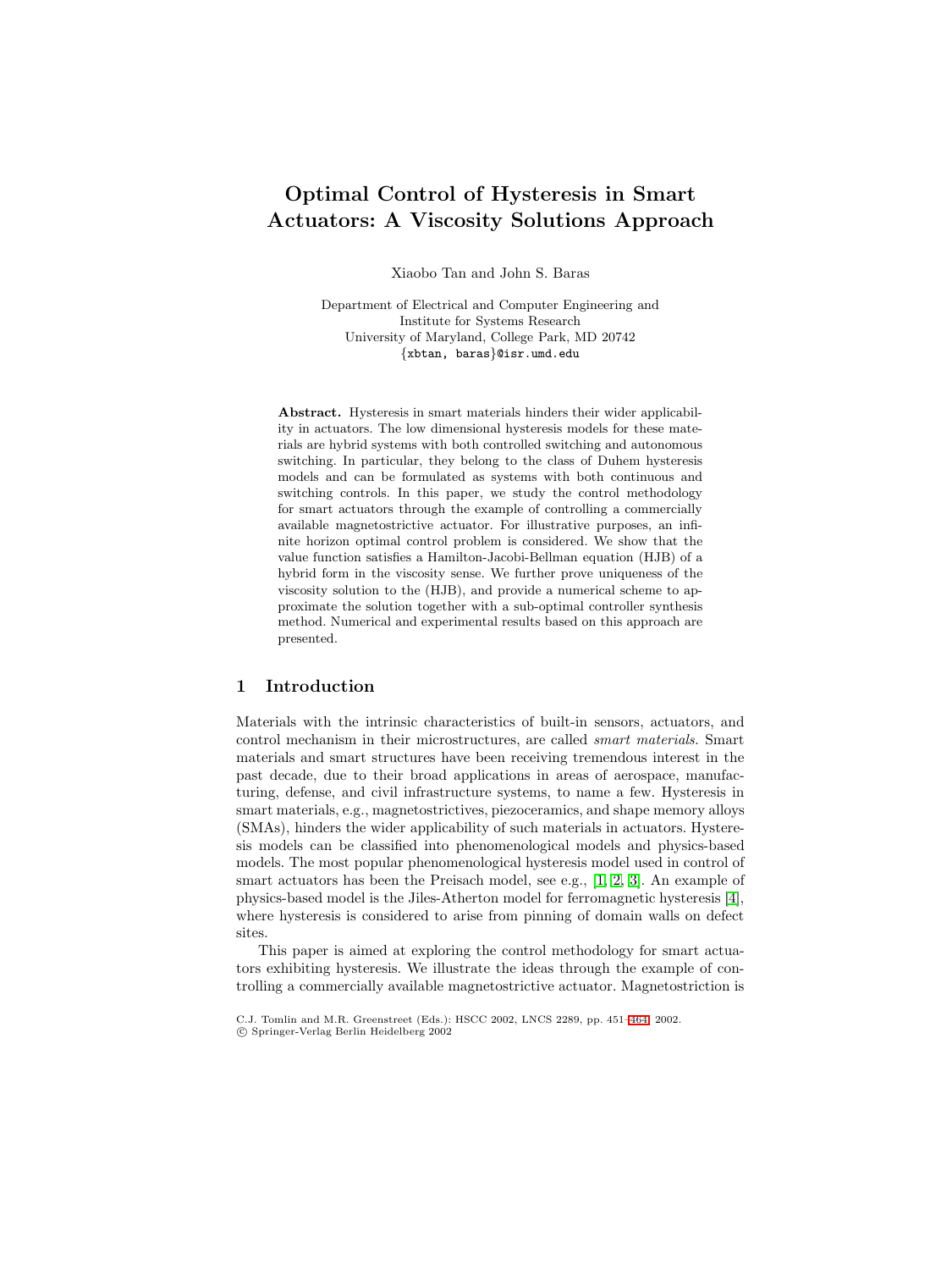# Optimal Control of Hysteresis in Smart Actuators: A Viscosity Solutions Approach

Xiaobo Tan and John S. Baras

Department of Electrical and Computer Engineering and
Institute for Systems Research
University of Maryland, College Park, MD 20742
{xbtan, baras}@isr.umd.edu

**Abstract.** Hysteresis in smart materials hinders their wider applicability in actuators. The low dimensional hysteresis models for these materials are hybrid systems with both controlled switching and autonomous switching. In particular, they belong to the class of Duhem hysteresis models and can be formulated as systems with both continuous and switching controls. In this paper, we study the control methodology for smart actuators through the example of controlling a commercially available magnetostrictive actuator. For illustrative purposes, an infinite horizon optimal control problem is considered. We show that the value function satisfies a Hamilton-Jacobi-Bellman equation (HJB) of a hybrid form in the viscosity sense. We further prove uniqueness of the viscosity solution to the (HJB), and provide a numerical scheme to approximate the solution together with a sub-optimal controller synthesis method. Numerical and experimental results based on this approach are presented.

## 1 Introduction

Materials with the intrinsic characteristics of built-in sensors, actuators, and control mechanism in their microstructures, are called *smart materials*. Smart materials and smart structures have been receiving tremendous interest in the past decade, due to their broad applications in areas of aerospace, manufacturing, defense, and civil infrastructure systems, to name a few. Hysteresis in smart materials, e.g., magnetostrictives, piezoceramics, and shape memory alloys (SMAs), hinders the wider applicability of such materials in actuators. Hysteresis models can be classified into phenomenological models and physics-based models. The most popular phenomenological hysteresis model used in control of smart actuators has been the Preisach model, see e.g., [1, 2, 3]. An example of physics-based model is the Jiles-Atherton model for ferromagnetic hysteresis [4], where hysteresis is considered to arise from pinning of domain walls on defect sites.

This paper is aimed at exploring the control methodology for smart actuators exhibiting hysteresis. We illustrate the ideas through the example of controlling a commercially available magnetostrictive actuator. Magnetostriction is

C.J. Tomlin and M.R. Greenstreet (Eds.): HSCC 2002, LNCS 2289, pp. 451–464, 2002.
© Springer-Verlag Berlin Heidelberg 2002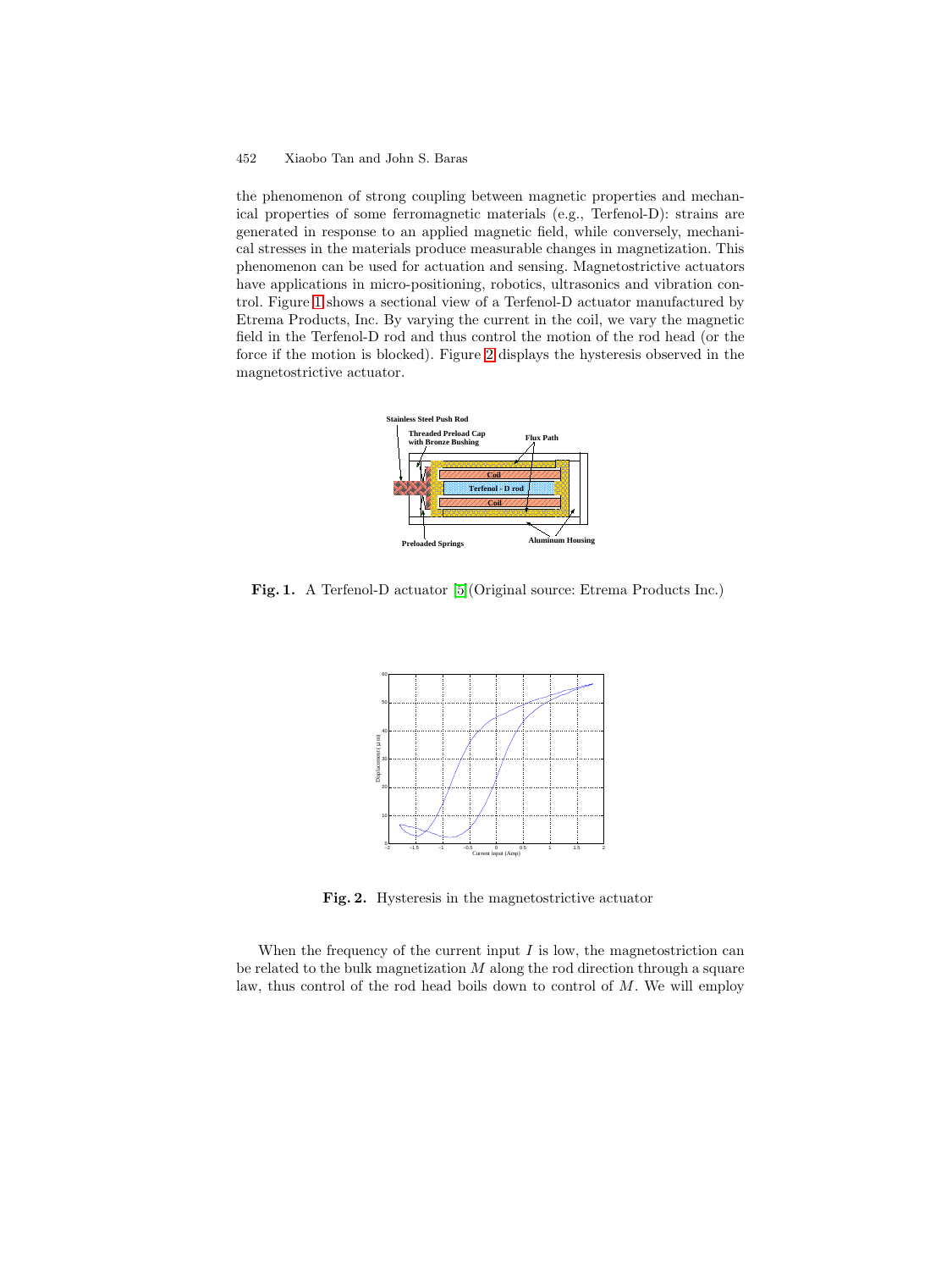the phenomenon of strong coupling between magnetic properties and mechanical properties of some ferromagnetic materials (e.g., Terfenol-D): strains are generated in response to an applied magnetic field, while conversely, mechanical stresses in the materials produce measurable changes in magnetization. This phenomenon can be used for actuation and sensing. Magnetostrictive actuators have applications in micro-positioning, robotics, ultrasonics and vibration control. Figure 1 shows a sectional view of a Terfenol-D actuator manufactured by Etrema Products, Inc. By varying the current in the coil, we vary the magnetic field in the Terfenol-D rod and thus control the motion of the rod head (or the force if the motion is blocked). Figure 2 displays the hysteresis observed in the magnetostrictive actuator.

**Fig. 1.** A Terfenol-D actuator [5](Original source: Etrema Products Inc.)

**Fig. 2.** Hysteresis in the magnetostrictive actuator

When the frequency of the current input $I$ is low, the magnetostriction can be related to the bulk magnetization $M$ along the rod direction through a square law, thus control of the rod head boils down to control of $M$. We will employ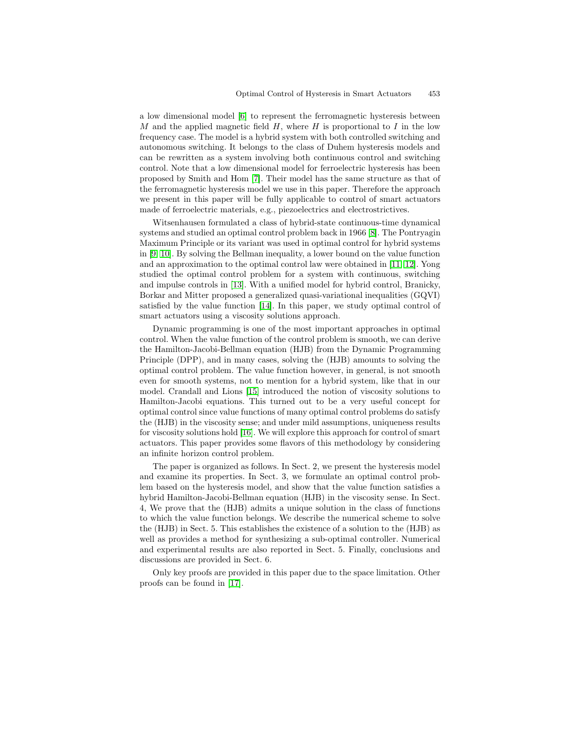a low dimensional model [6] to represent the ferromagnetic hysteresis between $M$ and the applied magnetic field $H$, where $H$ is proportional to $I$ in the low frequency case. The model is a hybrid system with both controlled switching and autonomous switching. It belongs to the class of Duhem hysteresis models and can be rewritten as a system involving both continuous control and switching control. Note that a low dimensional model for ferroelectric hysteresis has been proposed by Smith and Hom [7]. Their model has the same structure as that of the ferromagnetic hysteresis model we use in this paper. Therefore the approach we present in this paper will be fully applicable to control of smart actuators made of ferroelectric materials, e.g., piezoelectrics and electrostrictives.

Witsenhausen formulated a class of hybrid-state continuous-time dynamical systems and studied an optimal control problem back in 1966 [8]. The Pontryagin Maximum Principle or its variant was used in optimal control for hybrid systems in [9, 10]. By solving the Bellman inequality, a lower bound on the value function and an approximation to the optimal control law were obtained in [11, 12]. Yong studied the optimal control problem for a system with continuous, switching and impulse controls in [13]. With a unified model for hybrid control, Branicky, Borkar and Mitter proposed a generalized quasi-variational inequalities (GQVI) satisfied by the value function [14]. In this paper, we study optimal control of smart actuators using a viscosity solutions approach.

Dynamic programming is one of the most important approaches in optimal control. When the value function of the control problem is smooth, we can derive the Hamilton-Jacobi-Bellman equation (HJB) from the Dynamic Programming Principle (DPP), and in many cases, solving the (HJB) amounts to solving the optimal control problem. The value function however, in general, is not smooth even for smooth systems, not to mention for a hybrid system, like that in our model. Crandall and Lions [15] introduced the notion of viscosity solutions to Hamilton-Jacobi equations. This turned out to be a very useful concept for optimal control since value functions of many optimal control problems do satisfy the (HJB) in the viscosity sense; and under mild assumptions, uniqueness results for viscosity solutions hold [16]. We will explore this approach for control of smart actuators. This paper provides some flavors of this methodology by considering an infinite horizon control problem.

The paper is organized as follows. In Sect. 2, we present the hysteresis model and examine its properties. In Sect. 3, we formulate an optimal control problem based on the hysteresis model, and show that the value function satisfies a hybrid Hamilton-Jacobi-Bellman equation (HJB) in the viscosity sense. In Sect. 4, We prove that the (HJB) admits a unique solution in the class of functions to which the value function belongs. We describe the numerical scheme to solve the (HJB) in Sect. 5. This establishes the existence of a solution to the (HJB) as well as provides a method for synthesizing a sub-optimal controller. Numerical and experimental results are also reported in Sect. 5. Finally, conclusions and discussions are provided in Sect. 6.

Only key proofs are provided in this paper due to the space limitation. Other proofs can be found in [17].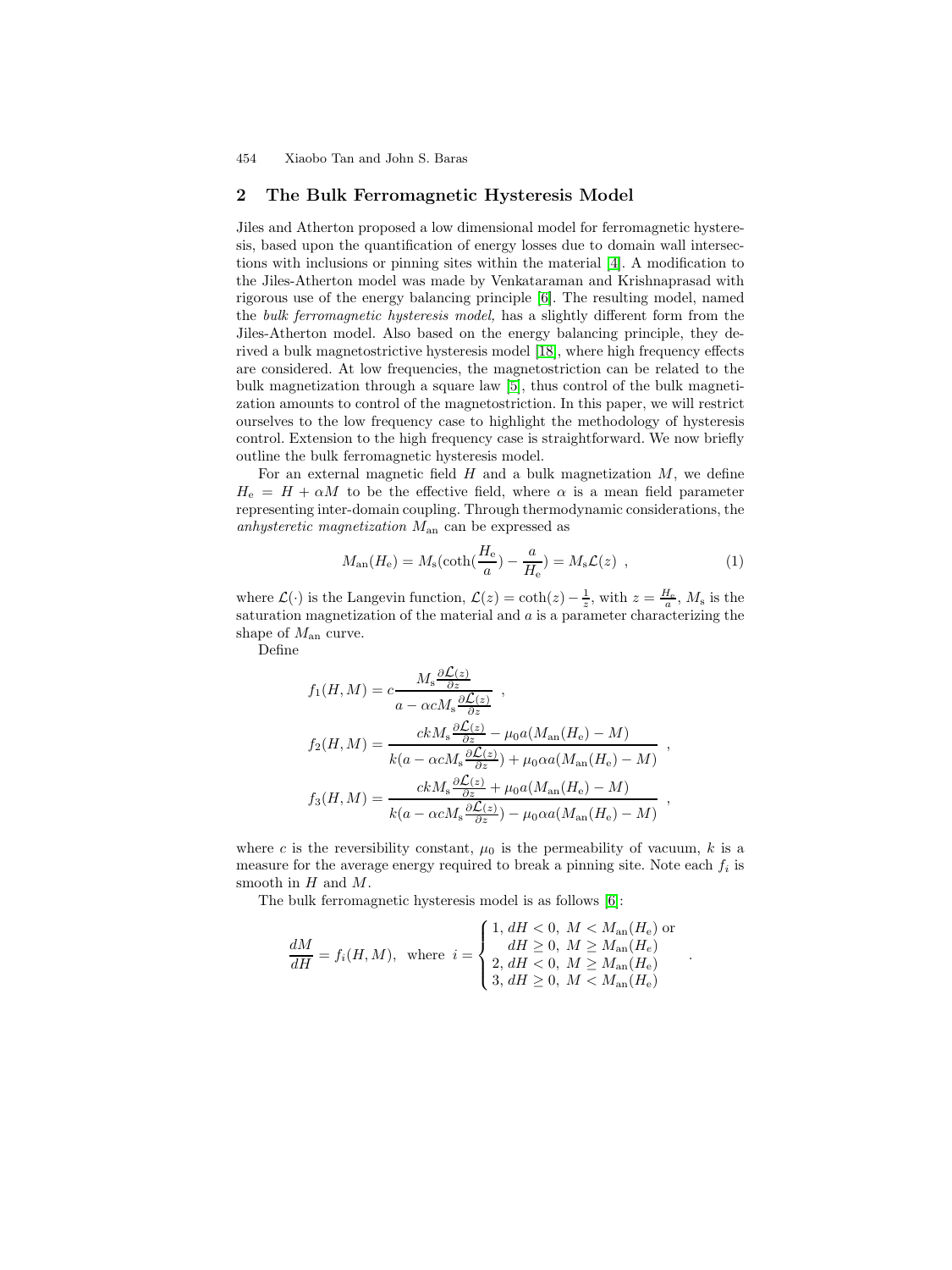## 2 The Bulk Ferromagnetic Hysteresis Model

Jiles and Atherton proposed a low dimensional model for ferromagnetic hysteresis, based upon the quantification of energy losses due to domain wall intersections with inclusions or pinning sites within the material [4]. A modification to the Jiles-Atherton model was made by Venkataraman and Krishnaprasad with rigorous use of the energy balancing principle [6]. The resulting model, named the *bulk ferromagnetic hysteresis model*, has a slightly different form from the Jiles-Atherton model. Also based on the energy balancing principle, they derived a bulk magnetostrictive hysteresis model [18], where high frequency effects are considered. At low frequencies, the magnetostriction can be related to the bulk magnetization through a square law [5], thus control of the bulk magnetization amounts to control of the magnetostriction. In this paper, we will restrict ourselves to the low frequency case to highlight the methodology of hysteresis control. Extension to the high frequency case is straightforward. We now briefly outline the bulk ferromagnetic hysteresis model.

For an external magnetic field $H$ and a bulk magnetization $M$, we define $H_{\rm e} = H + \alpha M$ to be the effective field, where $\alpha$ is a mean field parameter representing inter-domain coupling. Through thermodynamic considerations, the *anhysteretic magnetization* $M_{\rm an}$ can be expressed as

$$M_{\rm an}(H_{\rm e}) = M_{\rm s}(\coth(\frac{H_{\rm e}}{a}) - \frac{a}{H_{\rm e}}) = M_{\rm s}\mathcal{L}(z) \ , \tag{1}$$

where $\mathcal{L}(\cdot)$ is the Langevin function, $\mathcal{L}(z) = \coth(z) - \frac{1}{z}$, with $z = \frac{H_{\rm e}}{a}$, $M_{\rm s}$ is the saturation magnetization of the material and $a$ is a parameter characterizing the shape of $M_{\rm an}$ curve.

Define

$$f_1(H,M) = c\frac{M_{\rm s}\frac{\partial \mathcal{L}(z)}{\partial z}}{a - \alpha c M_{\rm s}\frac{\partial \mathcal{L}(z)}{\partial z}} \ ,$$

$$f_2(H,M) = \frac{ckM_{\rm s}\frac{\partial \mathcal{L}(z)}{\partial z} - \mu_0 a(M_{\rm an}(H_{\rm e}) - M)}{k(a - \alpha c M_{\rm s}\frac{\partial \mathcal{L}(z)}{\partial z}) + \mu_0 \alpha a(M_{\rm an}(H_{\rm e}) - M)} \ ,$$

$$f_3(H,M) = \frac{ckM_{\rm s}\frac{\partial \mathcal{L}(z)}{\partial z} + \mu_0 a(M_{\rm an}(H_{\rm e}) - M)}{k(a - \alpha c M_{\rm s}\frac{\partial \mathcal{L}(z)}{\partial z}) - \mu_0 \alpha a(M_{\rm an}(H_{\rm e}) - M)} \ ,$$

where $c$ is the reversibility constant, $\mu_0$ is the permeability of vacuum, $k$ is a measure for the average energy required to break a pinning site. Note each $f_i$ is smooth in $H$ and $M$.

The bulk ferromagnetic hysteresis model is as follows [6]:

$$\frac{dM}{dH} = f_i(H,M), \text{ where } i = \begin{cases} 1, \, dH < 0, \ M < M_{\rm an}(H_{\rm e}) \text{ or} \\ \quad dH \geq 0, \ M \geq M_{\rm an}(H_e) \\ 2, \, dH < 0, \ M \geq M_{\rm an}(H_{\rm e}) \\ 3, \, dH \geq 0, \ M < M_{\rm an}(H_{\rm e}) \end{cases} .$$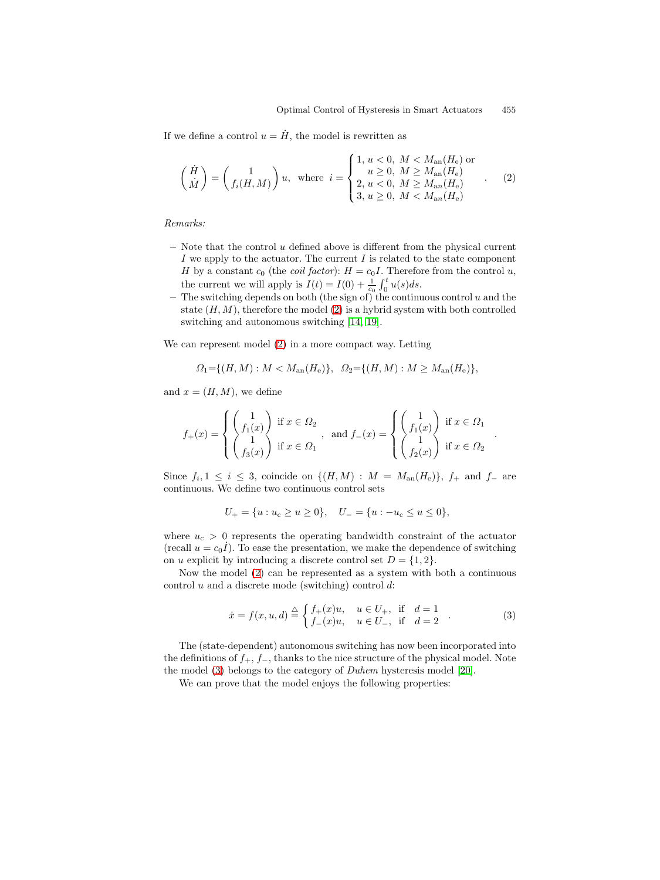If we define a control $u = \dot{H}$, the model is rewritten as

$$
\begin{pmatrix} \dot{H} \\ \dot{M} \end{pmatrix} = \begin{pmatrix} 1 \\ f_i(H, M) \end{pmatrix} u, \text{ where } i = \begin{cases} 1, \, u < 0, \; M < M_{\mathrm{an}}(H_{\mathrm{e}}) \text{ or} \\ \quad u \geq 0, \; M \geq M_{\mathrm{an}}(H_{\mathrm{e}}) \\ 2, \, u < 0, \; M \geq M_{an}(H_{\mathrm{e}}) \\ 3, \, u \geq 0, \; M < M_{an}(H_{\mathrm{e}}) \end{cases} . \tag{2}
$$

*Remarks:*

- Note that the control $u$ defined above is different from the physical current $I$ we apply to the actuator. The current $I$ is related to the state component $H$ by a constant $c_0$ (the *coil factor*): $H = c_0 I$. Therefore from the control $u$, the current we will apply is $I(t) = I(0) + \frac{1}{c_0}\int_0^t u(s)ds$.
- The switching depends on both (the sign of) the continuous control $u$ and the state $(H, M)$, therefore the model (2) is a hybrid system with both controlled switching and autonomous switching [14, 19].

We can represent model (2) in a more compact way. Letting

$$
\Omega_1 = \{(H, M) : M < M_{\mathrm{an}}(H_{\mathrm{e}})\}, \quad \Omega_2 = \{(H, M) : M \geq M_{\mathrm{an}}(H_{\mathrm{e}})\},
$$

and $x = (H, M)$, we define

$$
f_+(x) = \begin{cases} \begin{pmatrix} 1 \\ f_1(x) \end{pmatrix} & \text{if } x \in \Omega_2 \\ \begin{pmatrix} 1 \\ f_3(x) \end{pmatrix} & \text{if } x \in \Omega_1 \end{cases}, \quad \text{and } f_-(x) = \begin{cases} \begin{pmatrix} 1 \\ f_1(x) \end{pmatrix} & \text{if } x \in \Omega_1 \\ \begin{pmatrix} 1 \\ f_2(x) \end{pmatrix} & \text{if } x \in \Omega_2 \end{cases} .
$$

Since $f_i, 1 \leq i \leq 3$, coincide on $\{(H, M) : M = M_{\mathrm{an}}(H_{\mathrm{e}})\}$, $f_+$ and $f_-$ are continuous. We define two continuous control sets

$$
U_+ = \{u : u_{\mathrm{c}} \geq u \geq 0\}, \quad U_- = \{u : -u_{\mathrm{c}} \leq u \leq 0\},
$$

where $u_{\mathrm{c}} > 0$ represents the operating bandwidth constraint of the actuator (recall $u = c_0 \dot{I}$). To ease the presentation, we make the dependence of switching on $u$ explicit by introducing a discrete control set $D = \{1, 2\}$.

Now the model (2) can be represented as a system with both a continuous control $u$ and a discrete mode (switching) control $d$:

$$
\dot{x} = f(x, u, d) \triangleq \begin{cases} f_+(x)u, & u \in U_+, \text{ if } \; d = 1 \\ f_-(x)u, & u \in U_-, \text{ if } \; d = 2 \end{cases} . \tag{3}
$$

The (state-dependent) autonomous switching has now been incorporated into the definitions of $f_+$, $f_-$, thanks to the nice structure of the physical model. Note the model (3) belongs to the category of *Duhem* hysteresis model [20].

We can prove that the model enjoys the following properties: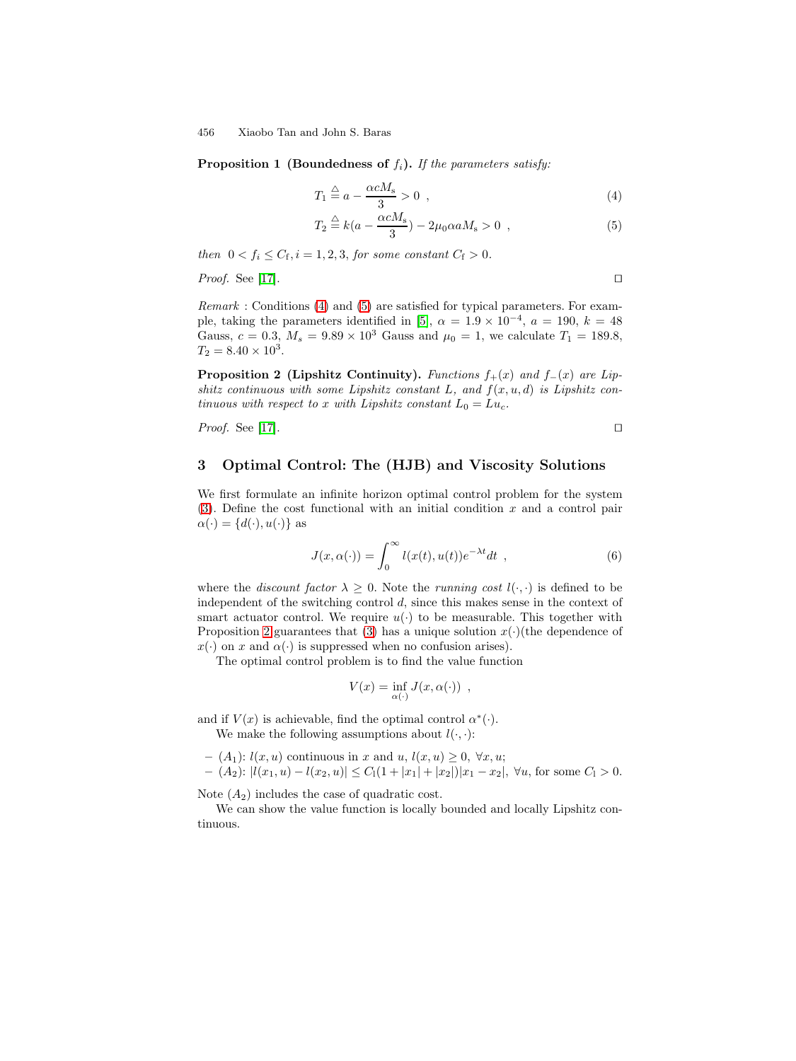**Proposition 1 (Boundedness of $f_i$).** *If the parameters satisfy:*

$$T_1 \stackrel{\triangle}{=} a - \frac{\alpha c M_s}{3} > 0 \ , \tag{4}$$

$$T_2 \stackrel{\triangle}{=} k(a - \frac{\alpha c M_s}{3}) - 2\mu_0 \alpha a M_s > 0 \ , \tag{5}$$

*then* $0 < f_i \leq C_f, i = 1, 2, 3,$ *for some constant* $C_f > 0$.

*Proof.* See [17]. □

*Remark* : Conditions (4) and (5) are satisfied for typical parameters. For example, taking the parameters identified in [5], $\alpha = 1.9 \times 10^{-4}$, $a = 190$, $k = 48$ Gauss, $c = 0.3$, $M_s = 9.89 \times 10^3$ Gauss and $\mu_0 = 1$, we calculate $T_1 = 189.8$, $T_2 = 8.40 \times 10^3$.

**Proposition 2 (Lipshitz Continuity).** *Functions $f_+(x)$ and $f_-(x)$ are Lipshitz continuous with some Lipshitz constant $L$, and $f(x, u, d)$ is Lipshitz continuous with respect to $x$ with Lipshitz constant $L_0 = Lu_c$.*

*Proof.* See [17]. □

## 3 Optimal Control: The (HJB) and Viscosity Solutions

We first formulate an infinite horizon optimal control problem for the system (3). Define the cost functional with an initial condition $x$ and a control pair $\alpha(\cdot) = \{d(\cdot), u(\cdot)\}$ as

$$J(x, \alpha(\cdot)) = \int_0^\infty l(x(t), u(t)) e^{-\lambda t} dt \ , \tag{6}$$

where the *discount factor* $\lambda \geq 0$. Note the *running cost* $l(\cdot, \cdot)$ is defined to be independent of the switching control $d$, since this makes sense in the context of smart actuator control. We require $u(\cdot)$ to be measurable. This together with Proposition 2 guarantees that (3) has a unique solution $x(\cdot)$(the dependence of $x(\cdot)$ on $x$ and $\alpha(\cdot)$ is suppressed when no confusion arises).

The optimal control problem is to find the value function

$$V(x) = \inf_{\alpha(\cdot)} J(x, \alpha(\cdot)) \ ,$$

and if $V(x)$ is achievable, find the optimal control $\alpha^*(\cdot)$.

We make the following assumptions about $l(\cdot, \cdot)$:

- $(A_1)$: $l(x, u)$ continuous in $x$ and $u$, $l(x, u) \geq 0, \ \forall x, u$;
- $(A_2)$: $|l(x_1, u) - l(x_2, u)| \leq C_l(1 + |x_1| + |x_2|)|x_1 - x_2|, \ \forall u$, for some $C_l > 0$.

Note $(A_2)$ includes the case of quadratic cost.

We can show the value function is locally bounded and locally Lipshitz continuous.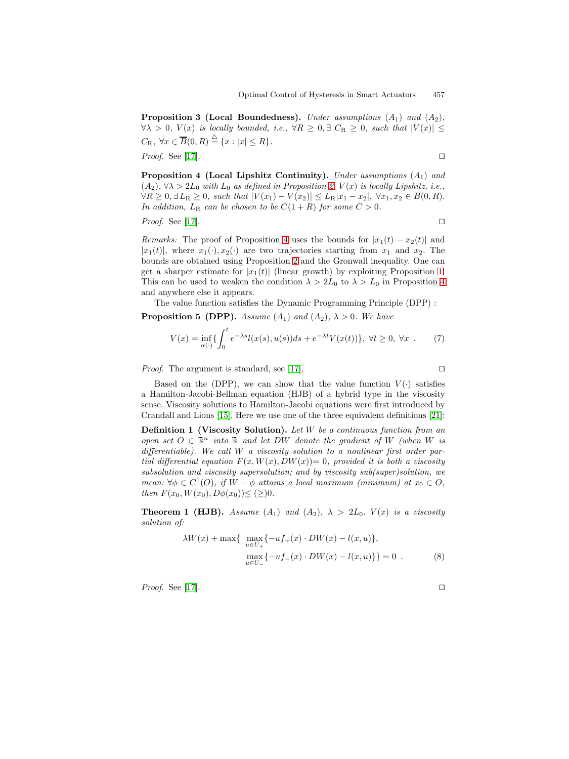**Proposition 3 (Local Boundedness).** *Under assumptions* $(A_1)$ *and* $(A_2)$, $\forall\lambda > 0$, $V(x)$ *is locally bounded, i.e.,* $\forall R \geq 0, \exists\, C_{\mathrm{R}} \geq 0$, *such that* $|V(x)| \leq C_{\mathrm{R}}$, $\forall x \in \overline{B}(0,R) \stackrel{\triangle}{=} \{x : |x| \leq R\}$.

*Proof.* See [17]. □

**Proposition 4 (Local Lipshitz Continuity).** *Under assumptions* $(A_1)$ *and* $(A_2)$, $\forall\lambda > 2L_0$ *with* $L_0$ *as defined in Proposition 2,* $V(x)$ *is locally Lipshitz, i.e.,* $\forall R \geq 0, \exists\, L_{\mathrm{R}} \geq 0$, *such that* $|V(x_1) - V(x_2)| \leq L_{\mathrm{R}}|x_1 - x_2|$, $\forall x_1, x_2 \in \overline{B}(0,R)$. *In addition,* $L_{\mathrm{R}}$ *can be chosen to be* $C(1 + R)$ *for some* $C > 0$.

*Proof.* See [17]. □

*Remarks:* The proof of Proposition 4 uses the bounds for $|x_1(t) - x_2(t)|$ and $|x_1(t)|$, where $x_1(\cdot), x_2(\cdot)$ are two trajectories starting from $x_1$ and $x_2$. The bounds are obtained using Proposition 2 and the Gronwall inequality. One can get a sharper estimate for $|x_1(t)|$ (linear growth) by exploiting Proposition 1. This can be used to weaken the condition $\lambda > 2L_0$ to $\lambda > L_0$ in Proposition 4 and anywhere else it appears.

The value function satisfies the Dynamic Programming Principle (DPP) :

**Proposition 5 (DPP).** *Assume* $(A_1)$ *and* $(A_2)$, $\lambda > 0$. *We have*

$$V(x) = \inf_{\alpha(\cdot)}\{\int_0^t e^{-\lambda s} l(x(s), u(s))ds + e^{-\lambda t}V(x(t))\},\ \forall t \geq 0,\ \forall x\ . \tag{7}$$

*Proof.* The argument is standard, see [17]. □

Based on the (DPP), we can show that the value function $V(\cdot)$ satisfies a Hamilton-Jacobi-Bellman equation (HJB) of a hybrid type in the viscosity sense. Viscosity solutions to Hamilton-Jacobi equations were first introduced by Crandall and Lions [15]. Here we use one of the three equivalent definitions [21]:

**Definition 1 (Viscosity Solution).** *Let* $W$ *be a continuous function from an open set* $O \in \mathbb{R}^n$ *into* $\mathbb{R}$ *and let* $DW$ *denote the gradient of* $W$ *(when* $W$ *is differentiable). We call* $W$ *a viscosity solution to a nonlinear first order partial differential equation* $F(x, W(x), DW(x)) = 0$, *provided it is both a viscosity subsolution and viscosity supersolution; and by viscosity sub(super)solution, we mean:* $\forall \phi \in C^1(O)$, *if* $W - \phi$ *attains a local maximum (minimum) at* $x_0 \in O$, *then* $F(x_0, W(x_0), D\phi(x_0)) \leq (\geq) 0$.

**Theorem 1 (HJB).** *Assume* $(A_1)$ *and* $(A_2)$, $\lambda > 2L_0$. $V(x)$ *is a viscosity solution of:*

$$\begin{aligned}\lambda W(x) + \max\{ &\max_{u \in U_+}\{-uf_+(x) \cdot DW(x) - l(x,u)\}, \\ &\max_{u \in U_-}\{-uf_-(x) \cdot DW(x) - l(x,u)\}\} = 0\ .\end{aligned} \tag{8}$$

*Proof.* See [17]. □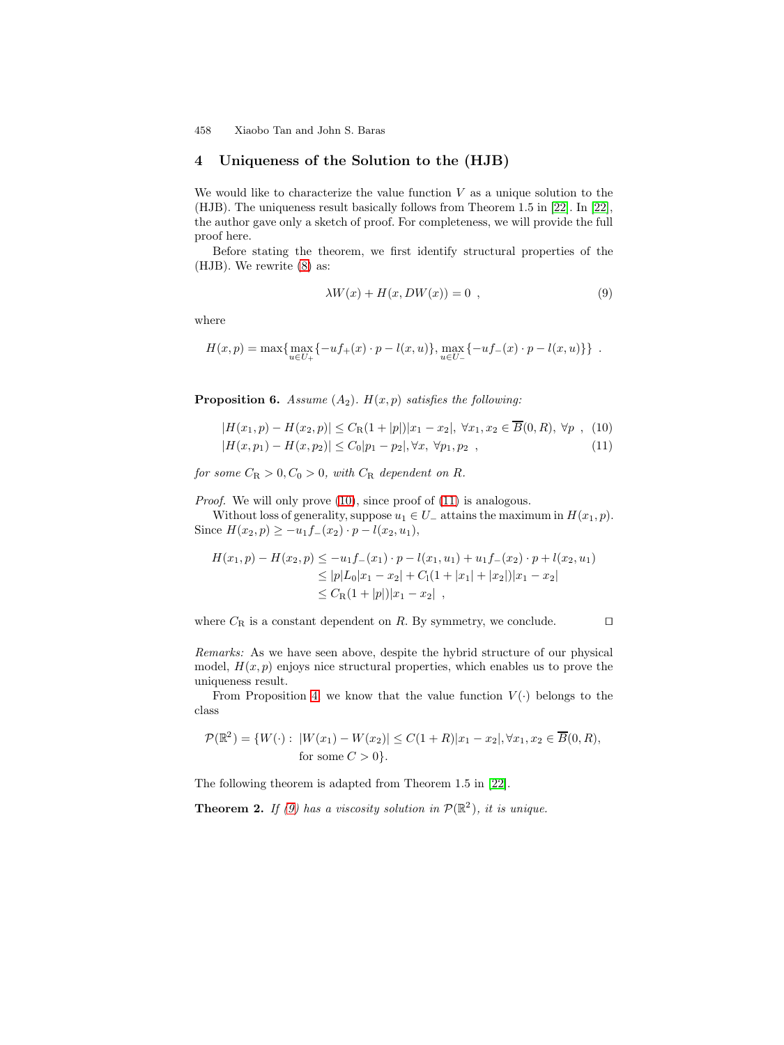## 4 Uniqueness of the Solution to the (HJB)

We would like to characterize the value function $V$ as a unique solution to the (HJB). The uniqueness result basically follows from Theorem 1.5 in [22]. In [22], the author gave only a sketch of proof. For completeness, we will provide the full proof here.

Before stating the theorem, we first identify structural properties of the (HJB). We rewrite (8) as:

$$\lambda W(x) + H(x, DW(x)) = 0 \ , \tag{9}$$

where

$$H(x,p) = \max\{\max_{u \in U_+}\{-uf_+(x) \cdot p - l(x,u)\}, \max_{u \in U_-}\{-uf_-(x) \cdot p - l(x,u)\}\} \ .$$

**Proposition 6.** *Assume $(A_2)$. $H(x,p)$ satisfies the following:*

$$|H(x_1,p) - H(x_2,p)| \le C_{\mathrm{R}}(1+|p|)|x_1 - x_2|, \ \forall x_1, x_2 \in \overline{B}(0,R), \ \forall p \ , \tag{10}$$

$$|H(x,p_1) - H(x,p_2)| \le C_0|p_1 - p_2|, \forall x, \ \forall p_1, p_2 \ , \tag{11}$$

*for some $C_{\mathrm{R}} > 0, C_0 > 0$, with $C_{\mathrm{R}}$ dependent on $R$.*

*Proof.* We will only prove (10), since proof of (11) is analogous.

Without loss of generality, suppose $u_1 \in U_-$ attains the maximum in $H(x_1,p)$. Since $H(x_2,p) \ge -u_1 f_-(x_2) \cdot p - l(x_2,u_1)$,

$$\begin{aligned}
H(x_1,p) - H(x_2,p) &\le -u_1 f_-(x_1) \cdot p - l(x_1,u_1) + u_1 f_-(x_2) \cdot p + l(x_2,u_1) \\
&\le |p| L_0 |x_1 - x_2| + C_l(1 + |x_1| + |x_2|)|x_1 - x_2| \\
&\le C_{\mathrm{R}}(1 + |p|)|x_1 - x_2| \ ,
\end{aligned}$$

where $C_{\mathrm{R}}$ is a constant dependent on $R$. By symmetry, we conclude. □

*Remarks:* As we have seen above, despite the hybrid structure of our physical model, $H(x,p)$ enjoys nice structural properties, which enables us to prove the uniqueness result.

From Proposition 4, we know that the value function $V(\cdot)$ belongs to the class

$$\mathcal{P}(\mathbb{R}^2) = \{W(\cdot): \ |W(x_1) - W(x_2)| \le C(1+R)|x_1 - x_2|, \forall x_1, x_2 \in \overline{B}(0,R), \text{ for some } C > 0\}.$$

The following theorem is adapted from Theorem 1.5 in [22].

**Theorem 2.** *If (9) has a viscosity solution in $\mathcal{P}(\mathbb{R}^2)$, it is unique.*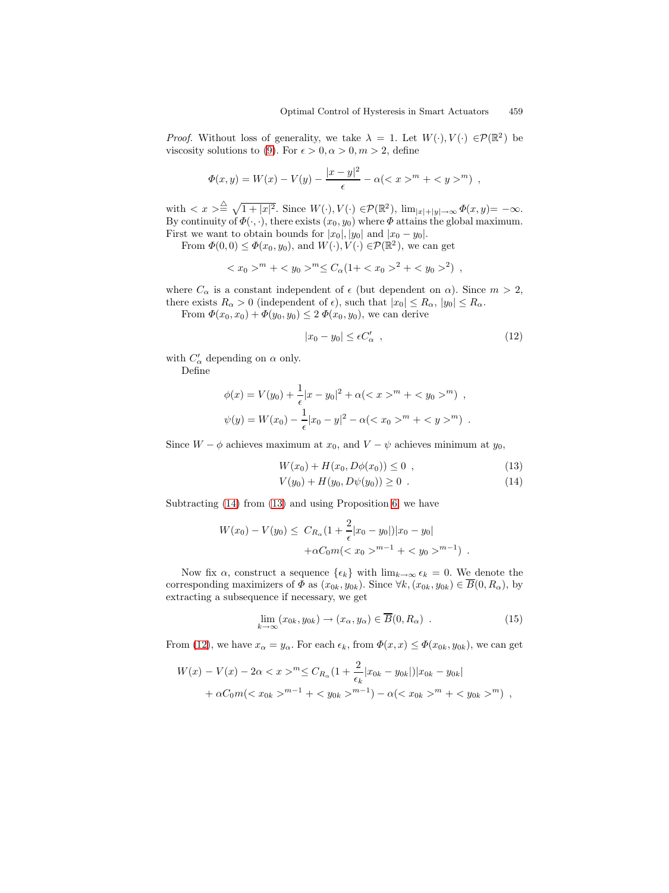*Proof.* Without loss of generality, we take $\lambda = 1$. Let $W(\cdot), V(\cdot) \in \mathcal{P}(\mathbb{R}^2)$ be viscosity solutions to (9). For $\epsilon > 0, \alpha > 0, m > 2$, define

$$\Phi(x, y) = W(x) - V(y) - \frac{|x-y|^2}{\epsilon} - \alpha(< x >^m + < y >^m) \ ,$$

with $< x > \stackrel{\triangle}{=} \sqrt{1 + |x|^2}$. Since $W(\cdot), V(\cdot) \in \mathcal{P}(\mathbb{R}^2)$, $\lim_{|x|+|y| \to \infty} \Phi(x, y) = -\infty$. By continuity of $\Phi(\cdot, \cdot)$, there exists $(x_0, y_0)$ where $\Phi$ attains the global maximum. First we want to obtain bounds for $|x_0|, |y_0|$ and $|x_0 - y_0|$.

From $\Phi(0, 0) \leq \Phi(x_0, y_0)$, and $W(\cdot), V(\cdot) \in \mathcal{P}(\mathbb{R}^2)$, we can get

$$< x_0 >^m + < y_0 >^m \leq C_\alpha(1 + < x_0 >^2 + < y_0 >^2) \ ,$$

where $C_\alpha$ is a constant independent of $\epsilon$ (but dependent on $\alpha$). Since $m > 2$, there exists $R_\alpha > 0$ (independent of $\epsilon$), such that $|x_0| \leq R_\alpha$, $|y_0| \leq R_\alpha$.

From $\Phi(x_0, x_0) + \Phi(y_0, y_0) \leq 2\,\Phi(x_0, y_0)$, we can derive

$$|x_0 - y_0| \leq \epsilon C'_\alpha \ , \tag{12}$$

with $C'_\alpha$ depending on $\alpha$ only.

Define

$$\phi(x) = V(y_0) + \frac{1}{\epsilon}|x - y_0|^2 + \alpha(< x >^m + < y_0 >^m) \ ,$$
$$\psi(y) = W(x_0) - \frac{1}{\epsilon}|x_0 - y|^2 - \alpha(< x_0 >^m + < y >^m) \ .$$

Since $W - \phi$ achieves maximum at $x_0$, and $V - \psi$ achieves minimum at $y_0$,

$$W(x_0) + H(x_0, D\phi(x_0)) \leq 0 \ , \tag{13}$$

$$V(y_0) + H(y_0, D\psi(y_0)) \geq 0 \ . \tag{14}$$

Subtracting (14) from (13) and using Proposition 6, we have

$$W(x_0) - V(y_0) \leq \ C_{R_\alpha}(1 + \frac{2}{\epsilon}|x_0 - y_0|)|x_0 - y_0| + \alpha C_0 m(< x_0 >^{m-1} + < y_0 >^{m-1}) \ .$$

Now fix $\alpha$, construct a sequence $\{\epsilon_k\}$ with $\lim_{k\to\infty} \epsilon_k = 0$. We denote the corresponding maximizers of $\Phi$ as $(x_{0k}, y_{0k})$. Since $\forall k, (x_{0k}, y_{0k}) \in \overline{B}(0, R_\alpha)$, by extracting a subsequence if necessary, we get

$$\lim_{k\to\infty}(x_{0k}, y_{0k}) \to (x_\alpha, y_\alpha) \in \overline{B}(0, R_\alpha) \ . \tag{15}$$

From (12), we have $x_\alpha = y_\alpha$. For each $\epsilon_k$, from $\Phi(x, x) \leq \Phi(x_{0k}, y_{0k})$, we can get

$$W(x) - V(x) - 2\alpha < x >^m \leq C_{R_\alpha}(1 + \frac{2}{\epsilon_k}|x_{0k} - y_{0k}|)|x_{0k} - y_{0k}| + \alpha C_0 m(< x_{0k} >^{m-1} + < y_{0k} >^{m-1}) - \alpha(< x_{0k} >^m + < y_{0k} >^m) \ ,$$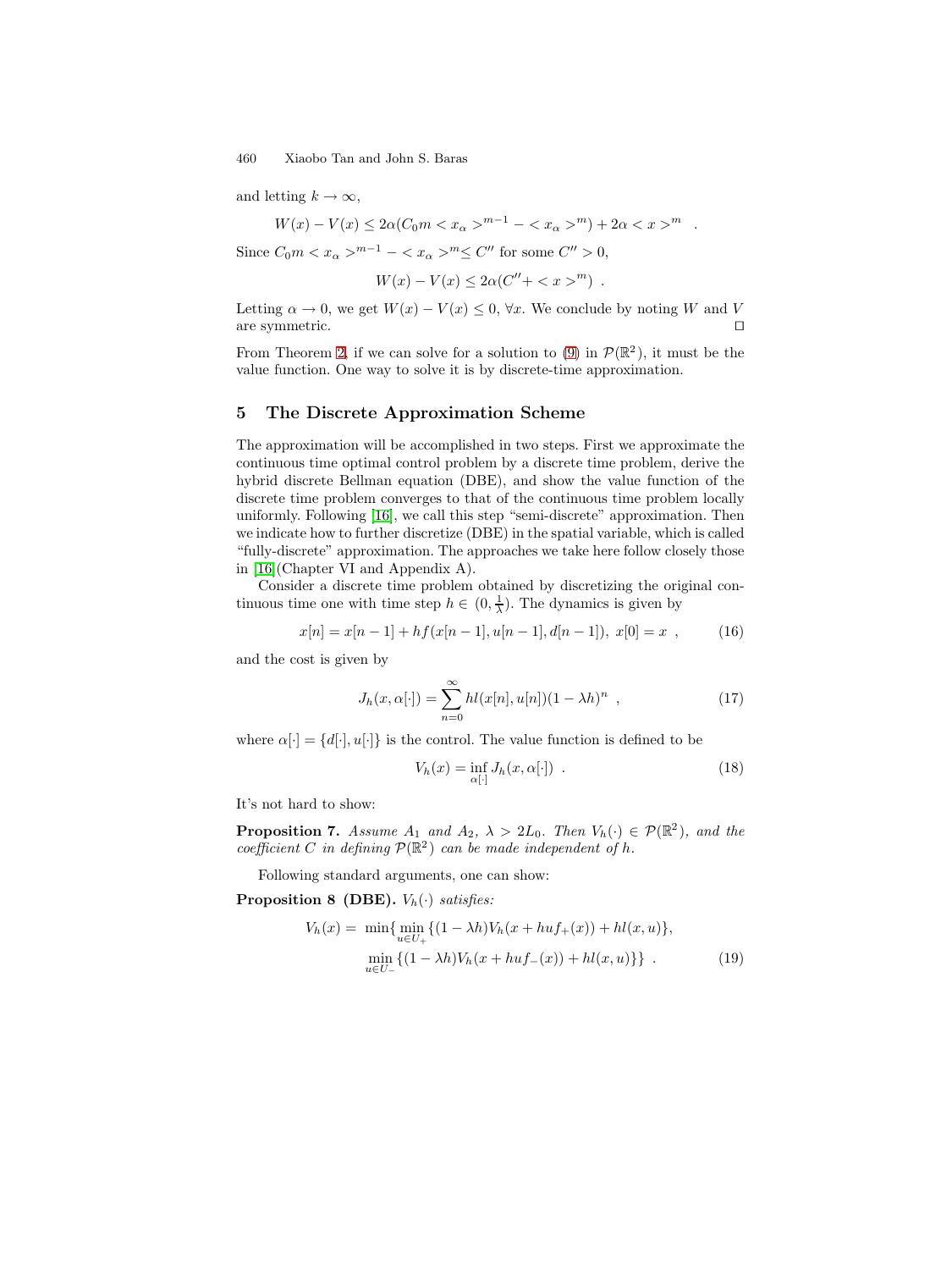and letting $k \to \infty$,

$$W(x) - V(x) \leq 2\alpha(C_0 m < x_\alpha >^{m-1} - < x_\alpha >^m) + 2\alpha < x >^m \quad .$$

Since $C_0 m < x_\alpha >^{m-1} - < x_\alpha >^m \leq C''$ for some $C'' > 0$,

$$W(x) - V(x) \leq 2\alpha(C'' + < x >^m) \ .$$

Letting $\alpha \to 0$, we get $W(x) - V(x) \leq 0$, $\forall x$. We conclude by noting $W$ and $V$ are symmetric. □

From Theorem 2, if we can solve for a solution to (9) in $\mathcal{P}(\mathbb{R}^2)$, it must be the value function. One way to solve it is by discrete-time approximation.

## 5 The Discrete Approximation Scheme

The approximation will be accomplished in two steps. First we approximate the continuous time optimal control problem by a discrete time problem, derive the hybrid discrete Bellman equation (DBE), and show the value function of the discrete time problem converges to that of the continuous time problem locally uniformly. Following [16], we call this step "semi-discrete" approximation. Then we indicate how to further discretize (DBE) in the spatial variable, which is called "fully-discrete" approximation. The approaches we take here follow closely those in [16](Chapter VI and Appendix A).

Consider a discrete time problem obtained by discretizing the original continuous time one with time step $h \in (0, \frac{1}{\lambda})$. The dynamics is given by

$$x[n] = x[n-1] + hf(x[n-1], u[n-1], d[n-1]), \ x[0] = x \ , \tag{16}$$

and the cost is given by

$$J_h(x, \alpha[\cdot]) = \sum_{n=0}^{\infty} hl(x[n], u[n])(1 - \lambda h)^n \ , \tag{17}$$

where $\alpha[\cdot] = \{d[\cdot], u[\cdot]\}$ is the control. The value function is defined to be

$$V_h(x) = \inf_{\alpha[\cdot]} J_h(x, \alpha[\cdot]) \ . \tag{18}$$

It's not hard to show:

**Proposition 7.** *Assume $A_1$ and $A_2$, $\lambda > 2L_0$. Then $V_h(\cdot) \in \mathcal{P}(\mathbb{R}^2)$, and the coefficient $C$ in defining $\mathcal{P}(\mathbb{R}^2)$ can be made independent of $h$.*

Following standard arguments, one can show:

**Proposition 8 (DBE).** *$V_h(\cdot)$ satisfies:*

$$\begin{aligned} V_h(x) = \ \min\{ &\min_{u \in U_+} \{(1 - \lambda h)V_h(x + huf_+(x)) + hl(x, u)\}, \\ &\min_{u \in U_-} \{(1 - \lambda h)V_h(x + huf_-(x)) + hl(x, u)\}\} \ . \end{aligned} \tag{19}$$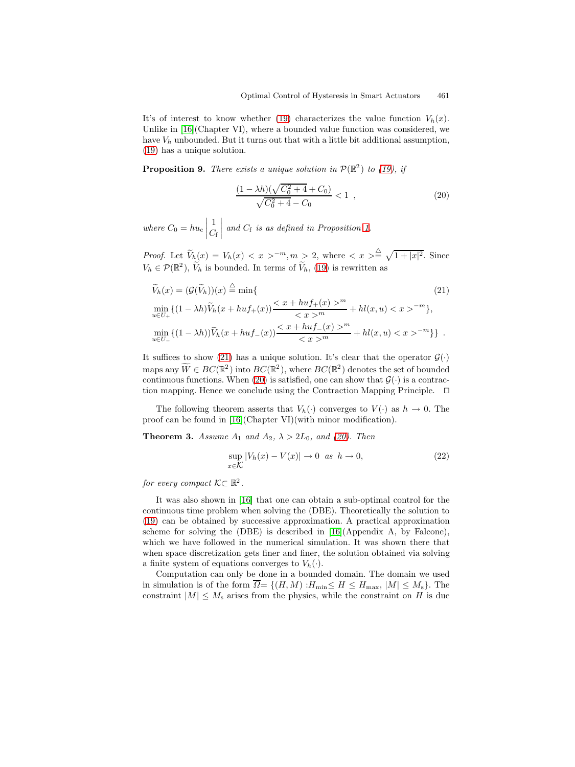It's of interest to know whether (19) characterizes the value function $V_h(x)$. Unlike in [16](Chapter VI), where a bounded value function was considered, we have $V_h$ unbounded. But it turns out that with a little bit additional assumption, (19) has a unique solution.

**Proposition 9.** *There exists a unique solution in $\mathcal{P}(\mathbb{R}^2)$ to (19), if*

$$\frac{(1-\lambda h)(\sqrt{C_0^2+4}+C_0)}{\sqrt{C_0^2+4}-C_0} < 1 \ , \tag{20}$$

*where $C_0 = hu_c \left| \begin{matrix} 1 \\ C_f \end{matrix} \right|$ and $C_f$ is as defined in Proposition 1.*

*Proof.* Let $\widetilde{V}_h(x) = V_h(x) < x >^{-m}, m > 2$, where $< x > \stackrel{\triangle}{=} \sqrt{1+|x|^2}$. Since $V_h \in \mathcal{P}(\mathbb{R}^2)$, $\widetilde{V}_h$ is bounded. In terms of $\widetilde{V}_h$, (19) is rewritten as

$$\begin{aligned}
&\widetilde{V}_h(x) = (\mathcal{G}(\widetilde{V}_h))(x) \stackrel{\triangle}{=} \min\{ \\
&\min_{u\in U_+}\{(1-\lambda h)\widetilde{V}_h(x+huf_+(x))\frac{< x+huf_+(x) >^m}{< x >^m} + hl(x,u) < x >^{-m}\}, \\
&\min_{u\in U_-}\{(1-\lambda h))\widetilde{V}_h(x+huf_-(x))\frac{< x+huf_-(x) >^m}{< x >^m} + hl(x,u) < x >^{-m}\}\} \ .
\end{aligned} \tag{21}$$

It suffices to show (21) has a unique solution. It's clear that the operator $\mathcal{G}(\cdot)$ maps any $\widetilde{W} \in BC(\mathbb{R}^2)$ into $BC(\mathbb{R}^2)$, where $BC(\mathbb{R}^2)$ denotes the set of bounded continuous functions. When (20) is satisfied, one can show that $\mathcal{G}(\cdot)$ is a contraction mapping. Hence we conclude using the Contraction Mapping Principle. □

The following theorem asserts that $V_h(\cdot)$ converges to $V(\cdot)$ as $h \to 0$. The proof can be found in [16](Chapter VI)(with minor modification).

**Theorem 3.** *Assume $A_1$ and $A_2$, $\lambda > 2L_0$, and (20). Then*

$$\sup_{x\in\mathcal{K}} |V_h(x) - V(x)| \to 0 \ \text{ as } \ h \to 0, \tag{22}$$

*for every compact $\mathcal{K} \subset \mathbb{R}^2$.*

It was also shown in [16] that one can obtain a sub-optimal control for the continuous time problem when solving the (DBE). Theoretically the solution to (19) can be obtained by successive approximation. A practical approximation scheme for solving the (DBE) is described in [16](Appendix A, by Falcone), which we have followed in the numerical simulation. It was shown there that when space discretization gets finer and finer, the solution obtained via solving a finite system of equations converges to $V_h(\cdot)$.

Computation can only be done in a bounded domain. The domain we used in simulation is of the form $\overline{\Omega} = \{(H, M) : H_{\min} \leq H \leq H_{\max}, |M| \leq M_s\}$. The constraint $|M| \leq M_s$ arises from the physics, while the constraint on $H$ is due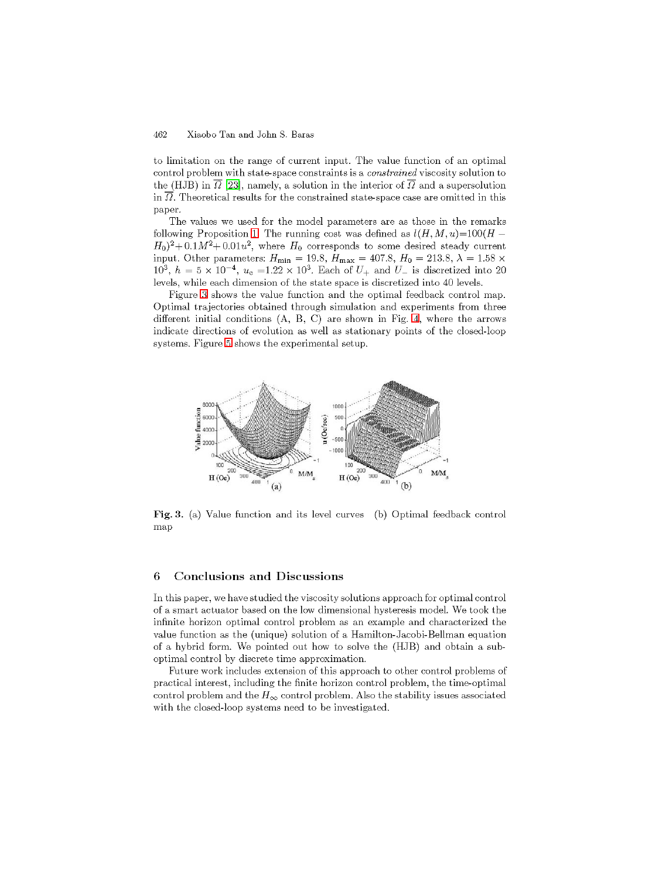to limitation on the range of current input. The value function of an optimal control problem with state-space constraints is a *constrained* viscosity solution to the (HJB) in $\overline{\Omega}$ [23], namely, a solution in the interior of $\overline{\Omega}$ and a supersolution in $\overline{\Omega}$. Theoretical results for the constrained state-space case are omitted in this paper.

The values we used for the model parameters are as those in the remarks following Proposition 1. The running cost was defined as $l(H, M, u) = 100(H - H_0)^2 + 0.1M^2 + 0.01u^2$, where $H_0$ corresponds to some desired steady current input. Other parameters: $H_{\min} = 19.8$, $H_{\max} = 407.8$, $H_0 = 213.8$, $\lambda = 1.58 \times 10^3$, $h = 5 \times 10^{-4}$, $u_c = 1.22 \times 10^3$. Each of $U_+$ and $U_-$ is discretized into 20 levels, while each dimension of the state space is discretized into 40 levels.

Figure 3 shows the value function and the optimal feedback control map. Optimal trajectories obtained through simulation and experiments from three different initial conditions (A, B, C) are shown in Fig. 4, where the arrows indicate directions of evolution as well as stationary points of the closed-loop systems. Figure 5 shows the experimental setup.

**Fig. 3.** (a) Value function and its level curves (b) Optimal feedback control map

## 6 Conclusions and Discussions

In this paper, we have studied the viscosity solutions approach for optimal control of a smart actuator based on the low dimensional hysteresis model. We took the infinite horizon optimal control problem as an example and characterized the value function as the (unique) solution of a Hamilton-Jacobi-Bellman equation of a hybrid form. We pointed out how to solve the (HJB) and obtain a sub-optimal control by discrete time approximation.

Future work includes extension of this approach to other control problems of practical interest, including the finite horizon control problem, the time-optimal control problem and the $H_\infty$ control problem. Also the stability issues associated with the closed-loop systems need to be investigated.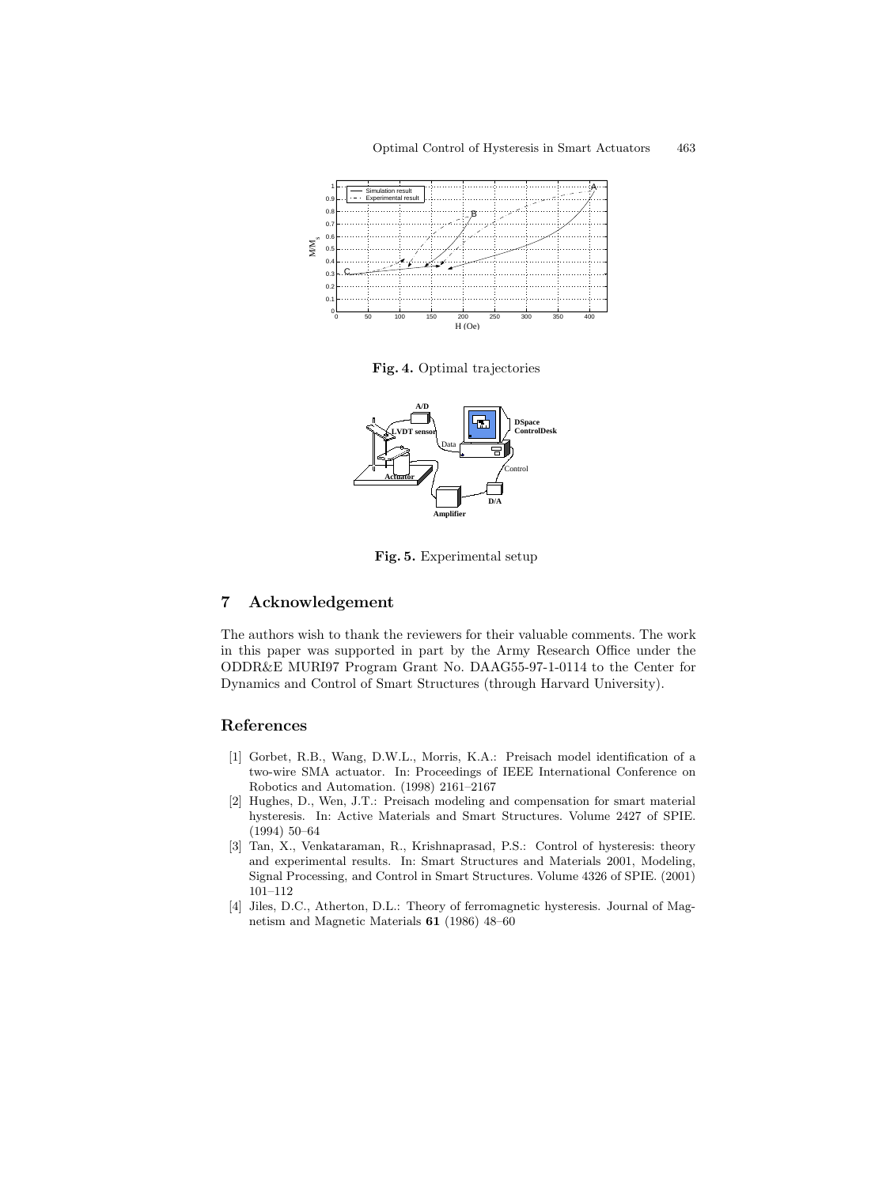Fig. 4. Optimal trajectories

Fig. 5. Experimental setup

## 7 Acknowledgement

The authors wish to thank the reviewers for their valuable comments. The work in this paper was supported in part by the Army Research Office under the ODDR&E MURI97 Program Grant No. DAAG55-97-1-0114 to the Center for Dynamics and Control of Smart Structures (through Harvard University).

## References

[1] Gorbet, R.B., Wang, D.W.L., Morris, K.A.: Preisach model identification of a two-wire SMA actuator. In: Proceedings of IEEE International Conference on Robotics and Automation. (1998) 2161–2167

[2] Hughes, D., Wen, J.T.: Preisach modeling and compensation for smart material hysteresis. In: Active Materials and Smart Structures. Volume 2427 of SPIE. (1994) 50–64

[3] Tan, X., Venkataraman, R., Krishnaprasad, P.S.: Control of hysteresis: theory and experimental results. In: Smart Structures and Materials 2001, Modeling, Signal Processing, and Control in Smart Structures. Volume 4326 of SPIE. (2001) 101–112

[4] Jiles, D.C., Atherton, D.L.: Theory of ferromagnetic hysteresis. Journal of Magnetism and Magnetic Materials **61** (1986) 48–60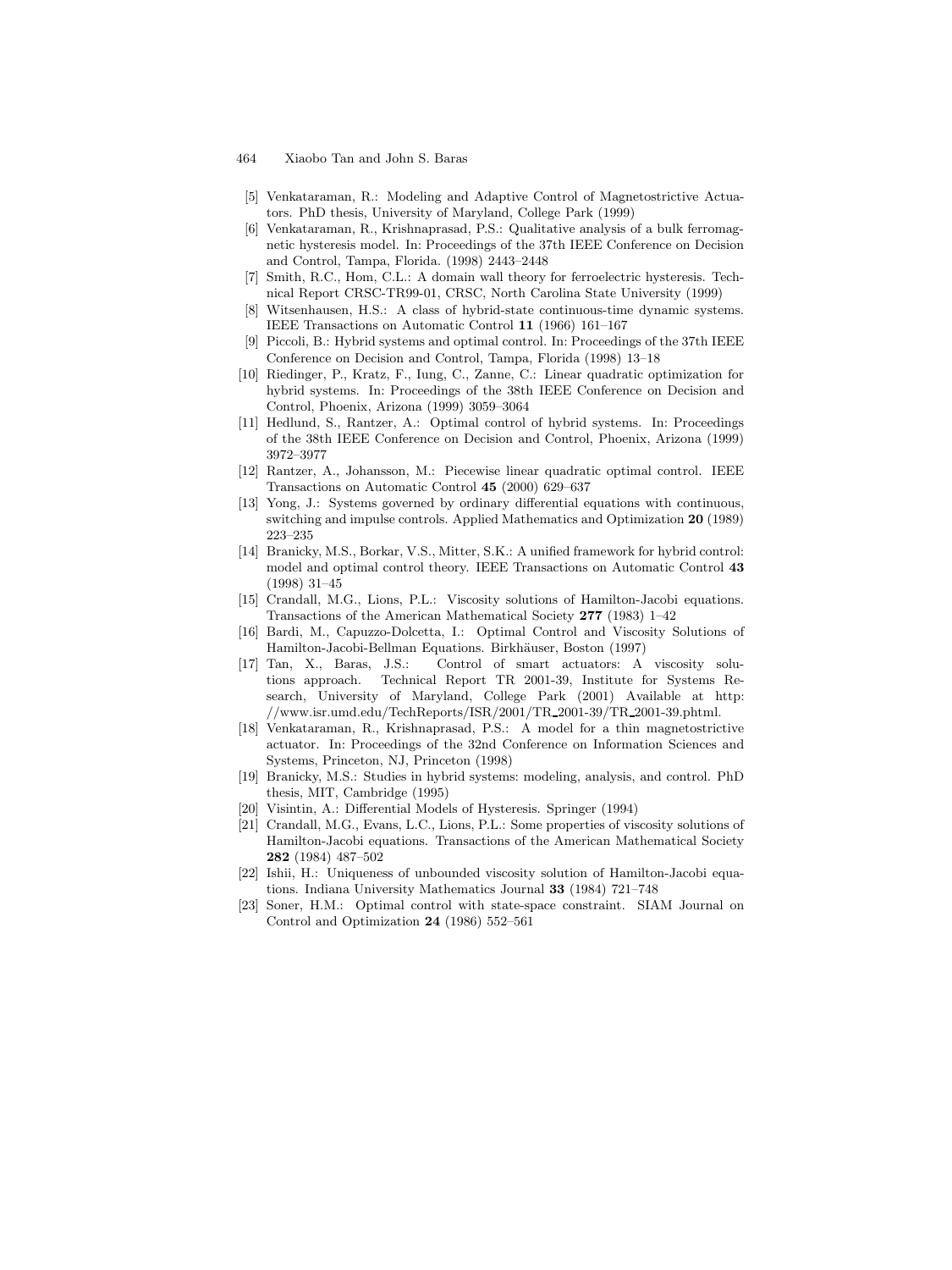[5] Venkataraman, R.: Modeling and Adaptive Control of Magnetostrictive Actuators. PhD thesis, University of Maryland, College Park (1999)

[6] Venkataraman, R., Krishnaprasad, P.S.: Qualitative analysis of a bulk ferromagnetic hysteresis model. In: Proceedings of the 37th IEEE Conference on Decision and Control, Tampa, Florida. (1998) 2443–2448

[7] Smith, R.C., Hom, C.L.: A domain wall theory for ferroelectric hysteresis. Technical Report CRSC-TR99-01, CRSC, North Carolina State University (1999)

[8] Witsenhausen, H.S.: A class of hybrid-state continuous-time dynamic systems. IEEE Transactions on Automatic Control **11** (1966) 161–167

[9] Piccoli, B.: Hybrid systems and optimal control. In: Proceedings of the 37th IEEE Conference on Decision and Control, Tampa, Florida (1998) 13–18

[10] Riedinger, P., Kratz, F., Iung, C., Zanne, C.: Linear quadratic optimization for hybrid systems. In: Proceedings of the 38th IEEE Conference on Decision and Control, Phoenix, Arizona (1999) 3059–3064

[11] Hedlund, S., Rantzer, A.: Optimal control of hybrid systems. In: Proceedings of the 38th IEEE Conference on Decision and Control, Phoenix, Arizona (1999) 3972–3977

[12] Rantzer, A., Johansson, M.: Piecewise linear quadratic optimal control. IEEE Transactions on Automatic Control **45** (2000) 629–637

[13] Yong, J.: Systems governed by ordinary differential equations with continuous, switching and impulse controls. Applied Mathematics and Optimization **20** (1989) 223–235

[14] Branicky, M.S., Borkar, V.S., Mitter, S.K.: A unified framework for hybrid control: model and optimal control theory. IEEE Transactions on Automatic Control **43** (1998) 31–45

[15] Crandall, M.G., Lions, P.L.: Viscosity solutions of Hamilton-Jacobi equations. Transactions of the American Mathematical Society **277** (1983) 1–42

[16] Bardi, M., Capuzzo-Dolcetta, I.: Optimal Control and Viscosity Solutions of Hamilton-Jacobi-Bellman Equations. Birkhäuser, Boston (1997)

[17] Tan, X., Baras, J.S.: Control of smart actuators: A viscosity solutions approach. Technical Report TR 2001-39, Institute for Systems Research, University of Maryland, College Park (2001) Available at http://www.isr.umd.edu/TechReports/ISR/2001/TR_2001-39/TR_2001-39.phtml.

[18] Venkataraman, R., Krishnaprasad, P.S.: A model for a thin magnetostrictive actuator. In: Proceedings of the 32nd Conference on Information Sciences and Systems, Princeton, NJ, Princeton (1998)

[19] Branicky, M.S.: Studies in hybrid systems: modeling, analysis, and control. PhD thesis, MIT, Cambridge (1995)

[20] Visintin, A.: Differential Models of Hysteresis. Springer (1994)

[21] Crandall, M.G., Evans, L.C., Lions, P.L.: Some properties of viscosity solutions of Hamilton-Jacobi equations. Transactions of the American Mathematical Society **282** (1984) 487–502

[22] Ishii, H.: Uniqueness of unbounded viscosity solution of Hamilton-Jacobi equations. Indiana University Mathematics Journal **33** (1984) 721–748

[23] Soner, H.M.: Optimal control with state-space constraint. SIAM Journal on Control and Optimization **24** (1986) 552–561